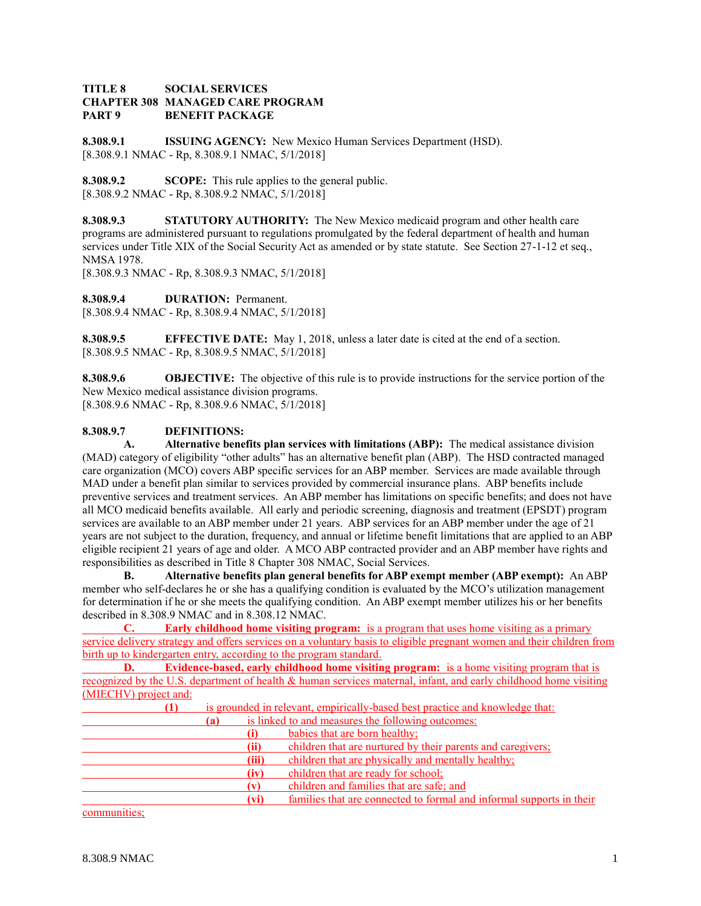**TITLE 8 SOCIAL SERVICES**
**CHAPTER 308 MANAGED CARE PROGRAM**
**PART 9 BENEFIT PACKAGE**

**8.308.9.1 ISSUING AGENCY:** New Mexico Human Services Department (HSD).
[8.308.9.1 NMAC - Rp, 8.308.9.1 NMAC, 5/1/2018]

**8.308.9.2 SCOPE:** This rule applies to the general public.
[8.308.9.2 NMAC - Rp, 8.308.9.2 NMAC, 5/1/2018]

**8.308.9.3 STATUTORY AUTHORITY:** The New Mexico medicaid program and other health care programs are administered pursuant to regulations promulgated by the federal department of health and human services under Title XIX of the Social Security Act as amended or by state statute. See Section 27-1-12 et seq., NMSA 1978.
[8.308.9.3 NMAC - Rp, 8.308.9.3 NMAC, 5/1/2018]

**8.308.9.4 DURATION:** Permanent.
[8.308.9.4 NMAC - Rp, 8.308.9.4 NMAC, 5/1/2018]

**8.308.9.5 EFFECTIVE DATE:** May 1, 2018, unless a later date is cited at the end of a section.
[8.308.9.5 NMAC - Rp, 8.308.9.5 NMAC, 5/1/2018]

**8.308.9.6 OBJECTIVE:** The objective of this rule is to provide instructions for the service portion of the New Mexico medical assistance division programs.
[8.308.9.6 NMAC - Rp, 8.308.9.6 NMAC, 5/1/2018]

**8.308.9.7 DEFINITIONS:**

**A. Alternative benefits plan services with limitations (ABP):** The medical assistance division (MAD) category of eligibility "other adults" has an alternative benefit plan (ABP). The HSD contracted managed care organization (MCO) covers ABP specific services for an ABP member. Services are made available through MAD under a benefit plan similar to services provided by commercial insurance plans. ABP benefits include preventive services and treatment services. An ABP member has limitations on specific benefits; and does not have all MCO medicaid benefits available. All early and periodic screening, diagnosis and treatment (EPSDT) program services are available to an ABP member under 21 years. ABP services for an ABP member under the age of 21 years are not subject to the duration, frequency, and annual or lifetime benefit limitations that are applied to an ABP eligible recipient 21 years of age and older. A MCO ABP contracted provider and an ABP member have rights and responsibilities as described in Title 8 Chapter 308 NMAC, Social Services.

**B. Alternative benefits plan general benefits for ABP exempt member (ABP exempt):** An ABP member who self-declares he or she has a qualifying condition is evaluated by the MCO's utilization management for determination if he or she meets the qualifying condition. An ABP exempt member utilizes his or her benefits described in 8.308.9 NMAC and in 8.308.12 NMAC.

**C. Early childhood home visiting program:** is a program that uses home visiting as a primary service delivery strategy and offers services on a voluntary basis to eligible pregnant women and their children from birth up to kindergarten entry, according to the program standard.

**D. Evidence-based, early childhood home visiting program:** is a home visiting program that is recognized by the U.S. department of health & human services maternal, infant, and early childhood home visiting (MIECHV) project and:

**(1)** is grounded in relevant, empirically-based best practice and knowledge that:

**(a)** is linked to and measures the following outcomes:

**(i)** babies that are born healthy;

**(ii)** children that are nurtured by their parents and caregivers;

**(iii)** children that are physically and mentally healthy;

**(iv)** children that are ready for school;

**(v)** children and families that are safe; and

**(vi)** families that are connected to formal and informal supports in their communities;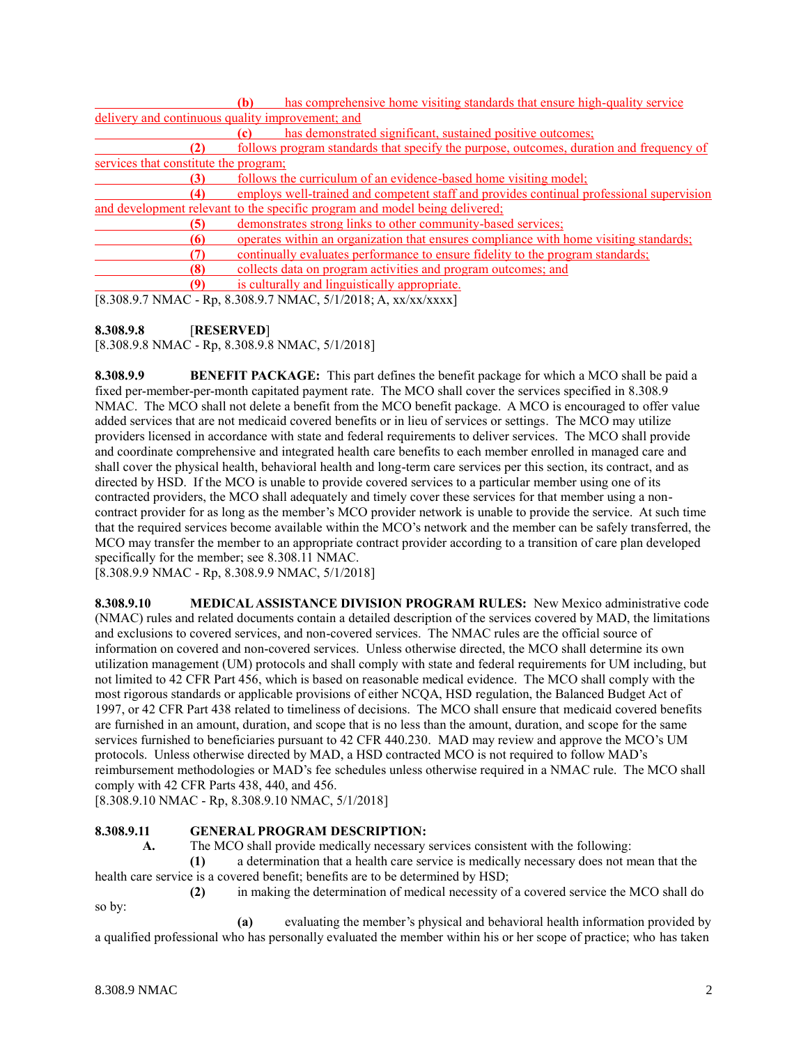**(b)** has comprehensive home visiting standards that ensure high-quality service delivery and continuous quality improvement; and

**(c)** has demonstrated significant, sustained positive outcomes;

**(2)** follows program standards that specify the purpose, outcomes, duration and frequency of services that constitute the program;

**(3)** follows the curriculum of an evidence-based home visiting model;

**(4)** employs well-trained and competent staff and provides continual professional supervision and development relevant to the specific program and model being delivered;

**(5)** demonstrates strong links to other community-based services;

**(6)** operates within an organization that ensures compliance with home visiting standards;

**(7)** continually evaluates performance to ensure fidelity to the program standards;

**(8)** collects data on program activities and program outcomes; and

**(9)** is culturally and linguistically appropriate.

[8.308.9.7 NMAC - Rp, 8.308.9.7 NMAC, 5/1/2018; A, xx/xx/xxxx]

**8.308.9.8** [**RESERVED**]
[8.308.9.8 NMAC - Rp, 8.308.9.8 NMAC, 5/1/2018]

**8.308.9.9 BENEFIT PACKAGE:** This part defines the benefit package for which a MCO shall be paid a fixed per-member-per-month capitated payment rate. The MCO shall cover the services specified in 8.308.9 NMAC. The MCO shall not delete a benefit from the MCO benefit package. A MCO is encouraged to offer value added services that are not medicaid covered benefits or in lieu of services or settings. The MCO may utilize providers licensed in accordance with state and federal requirements to deliver services. The MCO shall provide and coordinate comprehensive and integrated health care benefits to each member enrolled in managed care and shall cover the physical health, behavioral health and long-term care services per this section, its contract, and as directed by HSD. If the MCO is unable to provide covered services to a particular member using one of its contracted providers, the MCO shall adequately and timely cover these services for that member using a non-contract provider for as long as the member's MCO provider network is unable to provide the service. At such time that the required services become available within the MCO's network and the member can be safely transferred, the MCO may transfer the member to an appropriate contract provider according to a transition of care plan developed specifically for the member; see 8.308.11 NMAC.
[8.308.9.9 NMAC - Rp, 8.308.9.9 NMAC, 5/1/2018]

**8.308.9.10 MEDICAL ASSISTANCE DIVISION PROGRAM RULES:** New Mexico administrative code (NMAC) rules and related documents contain a detailed description of the services covered by MAD, the limitations and exclusions to covered services, and non-covered services. The NMAC rules are the official source of information on covered and non-covered services. Unless otherwise directed, the MCO shall determine its own utilization management (UM) protocols and shall comply with state and federal requirements for UM including, but not limited to 42 CFR Part 456, which is based on reasonable medical evidence. The MCO shall comply with the most rigorous standards or applicable provisions of either NCQA, HSD regulation, the Balanced Budget Act of 1997, or 42 CFR Part 438 related to timeliness of decisions. The MCO shall ensure that medicaid covered benefits are furnished in an amount, duration, and scope that is no less than the amount, duration, and scope for the same services furnished to beneficiaries pursuant to 42 CFR 440.230. MAD may review and approve the MCO's UM protocols. Unless otherwise directed by MAD, a HSD contracted MCO is not required to follow MAD's reimbursement methodologies or MAD's fee schedules unless otherwise required in a NMAC rule. The MCO shall comply with 42 CFR Parts 438, 440, and 456.
[8.308.9.10 NMAC - Rp, 8.308.9.10 NMAC, 5/1/2018]

**8.308.9.11 GENERAL PROGRAM DESCRIPTION:**

**A.** The MCO shall provide medically necessary services consistent with the following:

**(1)** a determination that a health care service is medically necessary does not mean that the health care service is a covered benefit; benefits are to be determined by HSD;

**(2)** in making the determination of medical necessity of a covered service the MCO shall do so by:

**(a)** evaluating the member's physical and behavioral health information provided by a qualified professional who has personally evaluated the member within his or her scope of practice; who has taken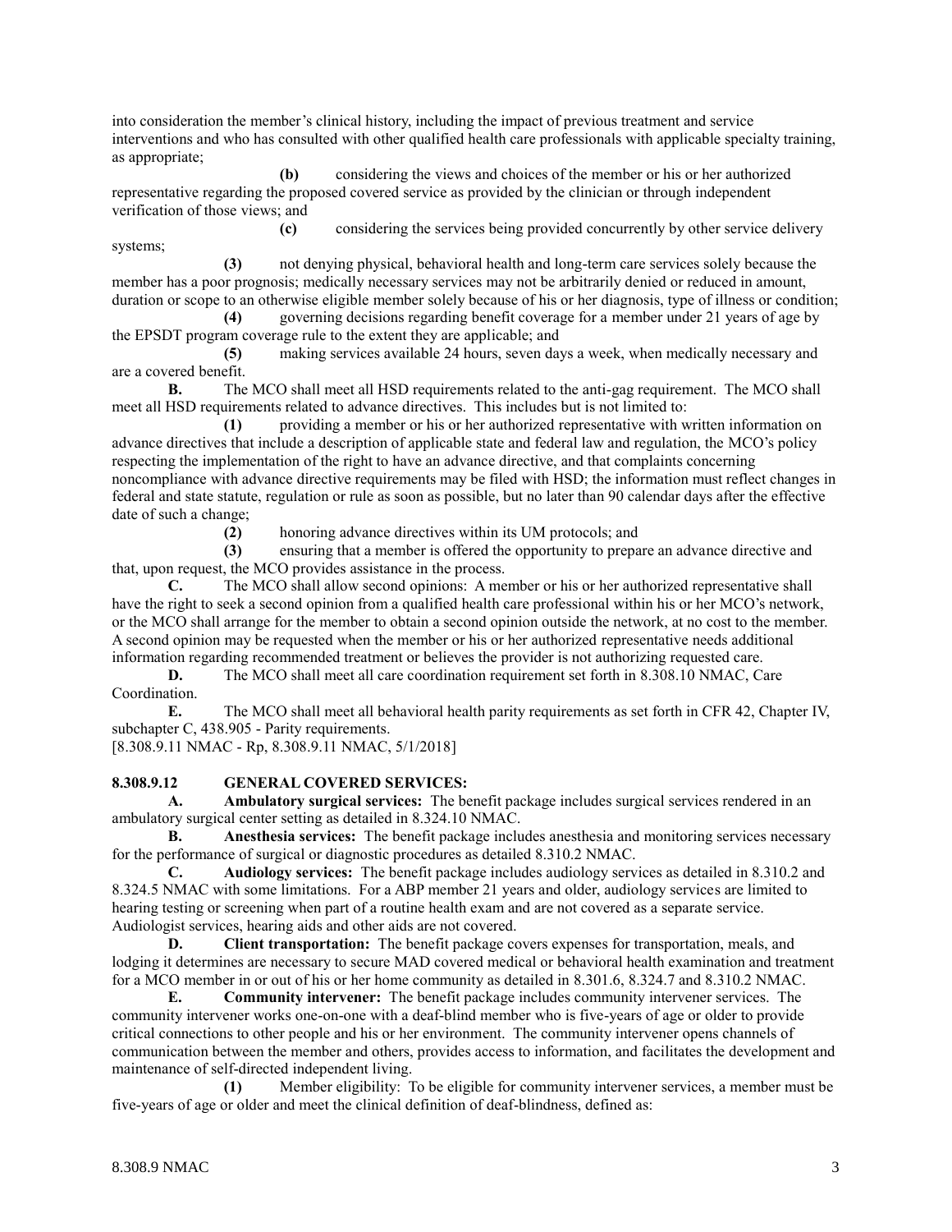into consideration the member's clinical history, including the impact of previous treatment and service interventions and who has consulted with other qualified health care professionals with applicable specialty training, as appropriate;

**(b)** considering the views and choices of the member or his or her authorized representative regarding the proposed covered service as provided by the clinician or through independent verification of those views; and

**(c)** considering the services being provided concurrently by other service delivery systems;

**(3)** not denying physical, behavioral health and long-term care services solely because the member has a poor prognosis; medically necessary services may not be arbitrarily denied or reduced in amount, duration or scope to an otherwise eligible member solely because of his or her diagnosis, type of illness or condition;

**(4)** governing decisions regarding benefit coverage for a member under 21 years of age by the EPSDT program coverage rule to the extent they are applicable; and

**(5)** making services available 24 hours, seven days a week, when medically necessary and are a covered benefit.

**B.** The MCO shall meet all HSD requirements related to the anti-gag requirement. The MCO shall meet all HSD requirements related to advance directives. This includes but is not limited to:

**(1)** providing a member or his or her authorized representative with written information on advance directives that include a description of applicable state and federal law and regulation, the MCO's policy respecting the implementation of the right to have an advance directive, and that complaints concerning noncompliance with advance directive requirements may be filed with HSD; the information must reflect changes in federal and state statute, regulation or rule as soon as possible, but no later than 90 calendar days after the effective date of such a change;

**(2)** honoring advance directives within its UM protocols; and

**(3)** ensuring that a member is offered the opportunity to prepare an advance directive and that, upon request, the MCO provides assistance in the process.

**C.** The MCO shall allow second opinions: A member or his or her authorized representative shall have the right to seek a second opinion from a qualified health care professional within his or her MCO's network, or the MCO shall arrange for the member to obtain a second opinion outside the network, at no cost to the member. A second opinion may be requested when the member or his or her authorized representative needs additional information regarding recommended treatment or believes the provider is not authorizing requested care.

**D.** The MCO shall meet all care coordination requirement set forth in 8.308.10 NMAC, Care Coordination.

**E.** The MCO shall meet all behavioral health parity requirements as set forth in CFR 42, Chapter IV, subchapter C, 438.905 - Parity requirements.

[8.308.9.11 NMAC - Rp, 8.308.9.11 NMAC, 5/1/2018]

**8.308.9.12 GENERAL COVERED SERVICES:**

**A. Ambulatory surgical services:** The benefit package includes surgical services rendered in an ambulatory surgical center setting as detailed in 8.324.10 NMAC.

**B. Anesthesia services:** The benefit package includes anesthesia and monitoring services necessary for the performance of surgical or diagnostic procedures as detailed 8.310.2 NMAC.

**C. Audiology services:** The benefit package includes audiology services as detailed in 8.310.2 and 8.324.5 NMAC with some limitations. For a ABP member 21 years and older, audiology services are limited to hearing testing or screening when part of a routine health exam and are not covered as a separate service. Audiologist services, hearing aids and other aids are not covered.

**D. Client transportation:** The benefit package covers expenses for transportation, meals, and lodging it determines are necessary to secure MAD covered medical or behavioral health examination and treatment for a MCO member in or out of his or her home community as detailed in 8.301.6, 8.324.7 and 8.310.2 NMAC.

**E. Community intervener:** The benefit package includes community intervener services. The community intervener works one-on-one with a deaf-blind member who is five-years of age or older to provide critical connections to other people and his or her environment. The community intervener opens channels of communication between the member and others, provides access to information, and facilitates the development and maintenance of self-directed independent living.

**(1)** Member eligibility: To be eligible for community intervener services, a member must be five-years of age or older and meet the clinical definition of deaf-blindness, defined as: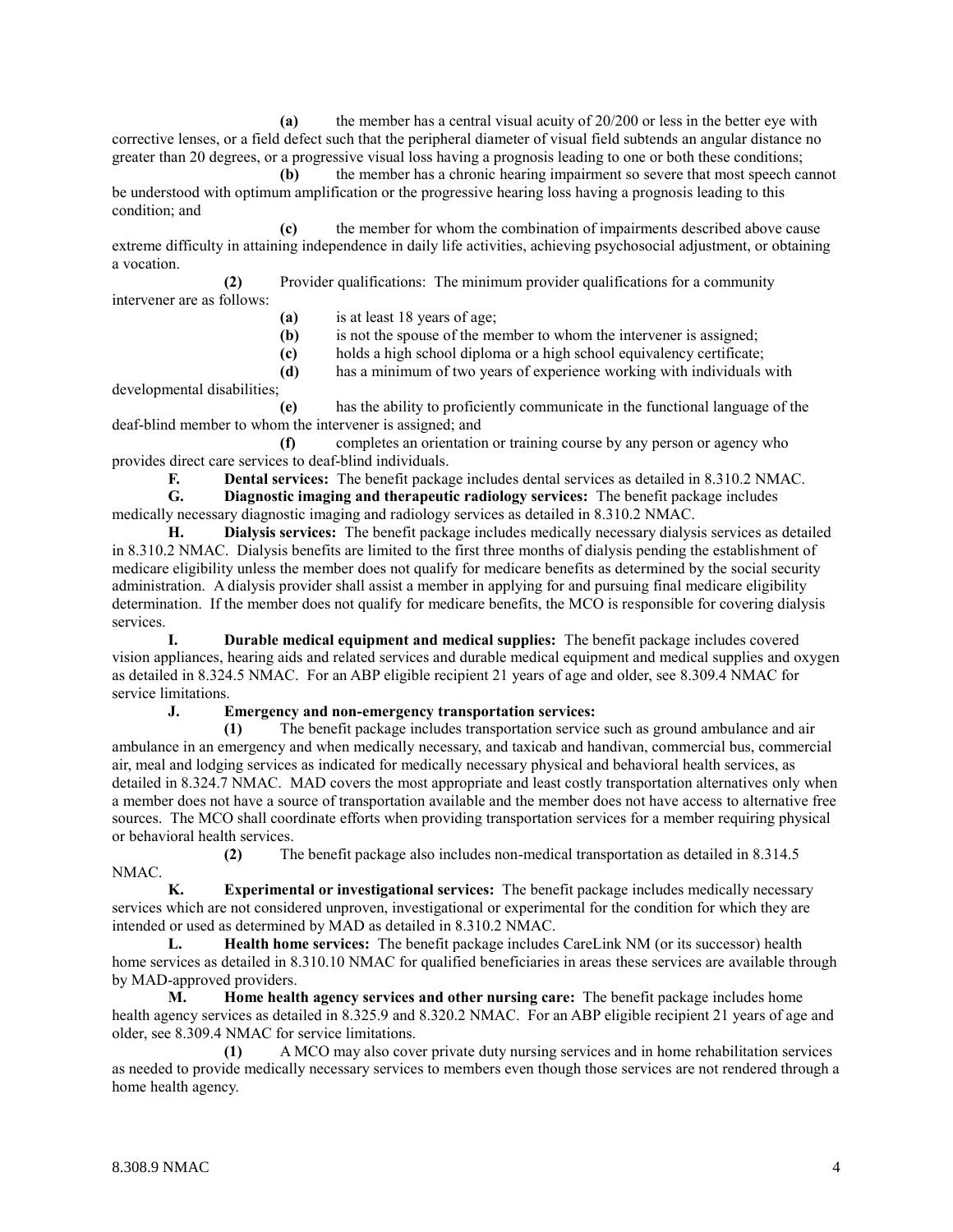**(a)** the member has a central visual acuity of 20/200 or less in the better eye with corrective lenses, or a field defect such that the peripheral diameter of visual field subtends an angular distance no greater than 20 degrees, or a progressive visual loss having a prognosis leading to one or both these conditions;

**(b)** the member has a chronic hearing impairment so severe that most speech cannot be understood with optimum amplification or the progressive hearing loss having a prognosis leading to this condition; and

**(c)** the member for whom the combination of impairments described above cause extreme difficulty in attaining independence in daily life activities, achieving psychosocial adjustment, or obtaining a vocation.

**(2)** Provider qualifications: The minimum provider qualifications for a community intervener are as follows:

**(a)** is at least 18 years of age;

**(b)** is not the spouse of the member to whom the intervener is assigned;

**(c)** holds a high school diploma or a high school equivalency certificate;

**(d)** has a minimum of two years of experience working with individuals with developmental disabilities;

**(e)** has the ability to proficiently communicate in the functional language of the deaf-blind member to whom the intervener is assigned; and

**(f)** completes an orientation or training course by any person or agency who provides direct care services to deaf-blind individuals.

**F. Dental services:** The benefit package includes dental services as detailed in 8.310.2 NMAC.

**G. Diagnostic imaging and therapeutic radiology services:** The benefit package includes medically necessary diagnostic imaging and radiology services as detailed in 8.310.2 NMAC.

**H. Dialysis services:** The benefit package includes medically necessary dialysis services as detailed in 8.310.2 NMAC. Dialysis benefits are limited to the first three months of dialysis pending the establishment of medicare eligibility unless the member does not qualify for medicare benefits as determined by the social security administration. A dialysis provider shall assist a member in applying for and pursuing final medicare eligibility determination. If the member does not qualify for medicare benefits, the MCO is responsible for covering dialysis services.

**I. Durable medical equipment and medical supplies:** The benefit package includes covered vision appliances, hearing aids and related services and durable medical equipment and medical supplies and oxygen as detailed in 8.324.5 NMAC. For an ABP eligible recipient 21 years of age and older, see 8.309.4 NMAC for service limitations.

**J. Emergency and non-emergency transportation services:**

**(1)** The benefit package includes transportation service such as ground ambulance and air ambulance in an emergency and when medically necessary, and taxicab and handivan, commercial bus, commercial air, meal and lodging services as indicated for medically necessary physical and behavioral health services, as detailed in 8.324.7 NMAC. MAD covers the most appropriate and least costly transportation alternatives only when a member does not have a source of transportation available and the member does not have access to alternative free sources. The MCO shall coordinate efforts when providing transportation services for a member requiring physical or behavioral health services.

**(2)** The benefit package also includes non-medical transportation as detailed in 8.314.5 NMAC.

**K. Experimental or investigational services:** The benefit package includes medically necessary services which are not considered unproven, investigational or experimental for the condition for which they are intended or used as determined by MAD as detailed in 8.310.2 NMAC.

**L. Health home services:** The benefit package includes CareLink NM (or its successor) health home services as detailed in 8.310.10 NMAC for qualified beneficiaries in areas these services are available through by MAD-approved providers.

**M. Home health agency services and other nursing care:** The benefit package includes home health agency services as detailed in 8.325.9 and 8.320.2 NMAC. For an ABP eligible recipient 21 years of age and older, see 8.309.4 NMAC for service limitations.

**(1)** A MCO may also cover private duty nursing services and in home rehabilitation services as needed to provide medically necessary services to members even though those services are not rendered through a home health agency.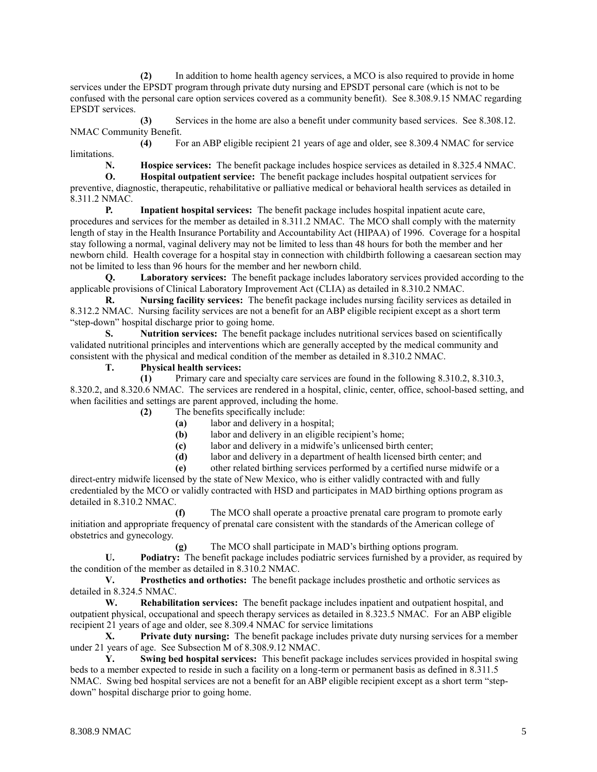**(2)** In addition to home health agency services, a MCO is also required to provide in home services under the EPSDT program through private duty nursing and EPSDT personal care (which is not to be confused with the personal care option services covered as a community benefit). See 8.308.9.15 NMAC regarding EPSDT services.

**(3)** Services in the home are also a benefit under community based services. See 8.308.12. NMAC Community Benefit.

**(4)** For an ABP eligible recipient 21 years of age and older, see 8.309.4 NMAC for service limitations.

**N. Hospice services:** The benefit package includes hospice services as detailed in 8.325.4 NMAC.

**O. Hospital outpatient service:** The benefit package includes hospital outpatient services for preventive, diagnostic, therapeutic, rehabilitative or palliative medical or behavioral health services as detailed in 8.311.2 NMAC.

**P. Inpatient hospital services:** The benefit package includes hospital inpatient acute care, procedures and services for the member as detailed in 8.311.2 NMAC. The MCO shall comply with the maternity length of stay in the Health Insurance Portability and Accountability Act (HIPAA) of 1996. Coverage for a hospital stay following a normal, vaginal delivery may not be limited to less than 48 hours for both the member and her newborn child. Health coverage for a hospital stay in connection with childbirth following a caesarean section may not be limited to less than 96 hours for the member and her newborn child.

**Q. Laboratory services:** The benefit package includes laboratory services provided according to the applicable provisions of Clinical Laboratory Improvement Act (CLIA) as detailed in 8.310.2 NMAC.

**R. Nursing facility services:** The benefit package includes nursing facility services as detailed in 8.312.2 NMAC. Nursing facility services are not a benefit for an ABP eligible recipient except as a short term "step-down" hospital discharge prior to going home.

**S. Nutrition services:** The benefit package includes nutritional services based on scientifically validated nutritional principles and interventions which are generally accepted by the medical community and consistent with the physical and medical condition of the member as detailed in 8.310.2 NMAC.

**T. Physical health services:**

**(1)** Primary care and specialty care services are found in the following 8.310.2, 8.310.3, 8.320.2, and 8.320.6 NMAC. The services are rendered in a hospital, clinic, center, office, school-based setting, and when facilities and settings are parent approved, including the home.

**(2)** The benefits specifically include:

**(a)** labor and delivery in a hospital;

**(b)** labor and delivery in an eligible recipient's home;

**(c)** labor and delivery in a midwife's unlicensed birth center;

**(d)** labor and delivery in a department of health licensed birth center; and

**(e)** other related birthing services performed by a certified nurse midwife or a direct-entry midwife licensed by the state of New Mexico, who is either validly contracted with and fully credentialed by the MCO or validly contracted with HSD and participates in MAD birthing options program as detailed in 8.310.2 NMAC.

**(f)** The MCO shall operate a proactive prenatal care program to promote early initiation and appropriate frequency of prenatal care consistent with the standards of the American college of obstetrics and gynecology.

**(g)** The MCO shall participate in MAD's birthing options program.

**U. Podiatry:** The benefit package includes podiatric services furnished by a provider, as required by the condition of the member as detailed in 8.310.2 NMAC.

**V. Prosthetics and orthotics:** The benefit package includes prosthetic and orthotic services as detailed in 8.324.5 NMAC.

**W. Rehabilitation services:** The benefit package includes inpatient and outpatient hospital, and outpatient physical, occupational and speech therapy services as detailed in 8.323.5 NMAC. For an ABP eligible recipient 21 years of age and older, see 8.309.4 NMAC for service limitations

**X. Private duty nursing:** The benefit package includes private duty nursing services for a member under 21 years of age. See Subsection M of 8.308.9.12 NMAC.

**Y. Swing bed hospital services:** This benefit package includes services provided in hospital swing beds to a member expected to reside in such a facility on a long-term or permanent basis as defined in 8.311.5 NMAC. Swing bed hospital services are not a benefit for an ABP eligible recipient except as a short term "step-down" hospital discharge prior to going home.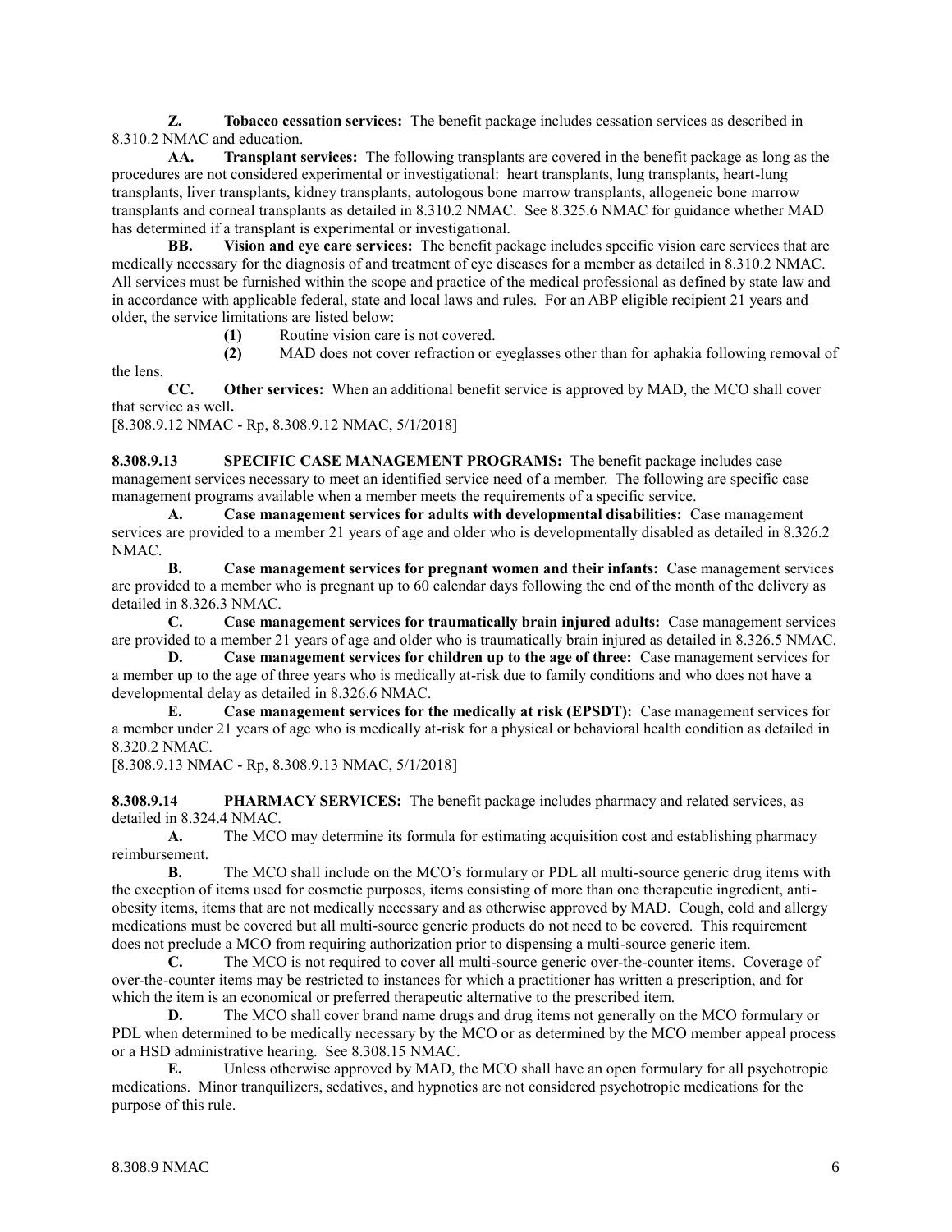**Z. Tobacco cessation services:** The benefit package includes cessation services as described in 8.310.2 NMAC and education.

**AA. Transplant services:** The following transplants are covered in the benefit package as long as the procedures are not considered experimental or investigational: heart transplants, lung transplants, heart-lung transplants, liver transplants, kidney transplants, autologous bone marrow transplants, allogeneic bone marrow transplants and corneal transplants as detailed in 8.310.2 NMAC. See 8.325.6 NMAC for guidance whether MAD has determined if a transplant is experimental or investigational.

**BB. Vision and eye care services:** The benefit package includes specific vision care services that are medically necessary for the diagnosis of and treatment of eye diseases for a member as detailed in 8.310.2 NMAC. All services must be furnished within the scope and practice of the medical professional as defined by state law and in accordance with applicable federal, state and local laws and rules. For an ABP eligible recipient 21 years and older, the service limitations are listed below:

**(1)** Routine vision care is not covered.

**(2)** MAD does not cover refraction or eyeglasses other than for aphakia following removal of the lens.

**CC. Other services:** When an additional benefit service is approved by MAD, the MCO shall cover that service as well**.**

[8.308.9.12 NMAC - Rp, 8.308.9.12 NMAC, 5/1/2018]

**8.308.9.13 SPECIFIC CASE MANAGEMENT PROGRAMS:** The benefit package includes case management services necessary to meet an identified service need of a member. The following are specific case management programs available when a member meets the requirements of a specific service.

**A. Case management services for adults with developmental disabilities:** Case management services are provided to a member 21 years of age and older who is developmentally disabled as detailed in 8.326.2 NMAC.

**B. Case management services for pregnant women and their infants:** Case management services are provided to a member who is pregnant up to 60 calendar days following the end of the month of the delivery as detailed in 8.326.3 NMAC.

**C. Case management services for traumatically brain injured adults:** Case management services are provided to a member 21 years of age and older who is traumatically brain injured as detailed in 8.326.5 NMAC.

**D. Case management services for children up to the age of three:** Case management services for a member up to the age of three years who is medically at-risk due to family conditions and who does not have a developmental delay as detailed in 8.326.6 NMAC.

**E. Case management services for the medically at risk (EPSDT):** Case management services for a member under 21 years of age who is medically at-risk for a physical or behavioral health condition as detailed in 8.320.2 NMAC.

[8.308.9.13 NMAC - Rp, 8.308.9.13 NMAC, 5/1/2018]

**8.308.9.14 PHARMACY SERVICES:** The benefit package includes pharmacy and related services, as detailed in 8.324.4 NMAC.

**A.** The MCO may determine its formula for estimating acquisition cost and establishing pharmacy reimbursement.

**B.** The MCO shall include on the MCO's formulary or PDL all multi-source generic drug items with the exception of items used for cosmetic purposes, items consisting of more than one therapeutic ingredient, anti-obesity items, items that are not medically necessary and as otherwise approved by MAD. Cough, cold and allergy medications must be covered but all multi-source generic products do not need to be covered. This requirement does not preclude a MCO from requiring authorization prior to dispensing a multi-source generic item.

**C.** The MCO is not required to cover all multi-source generic over-the-counter items. Coverage of over-the-counter items may be restricted to instances for which a practitioner has written a prescription, and for which the item is an economical or preferred therapeutic alternative to the prescribed item.

**D.** The MCO shall cover brand name drugs and drug items not generally on the MCO formulary or PDL when determined to be medically necessary by the MCO or as determined by the MCO member appeal process or a HSD administrative hearing. See 8.308.15 NMAC.

**E.** Unless otherwise approved by MAD, the MCO shall have an open formulary for all psychotropic medications. Minor tranquilizers, sedatives, and hypnotics are not considered psychotropic medications for the purpose of this rule.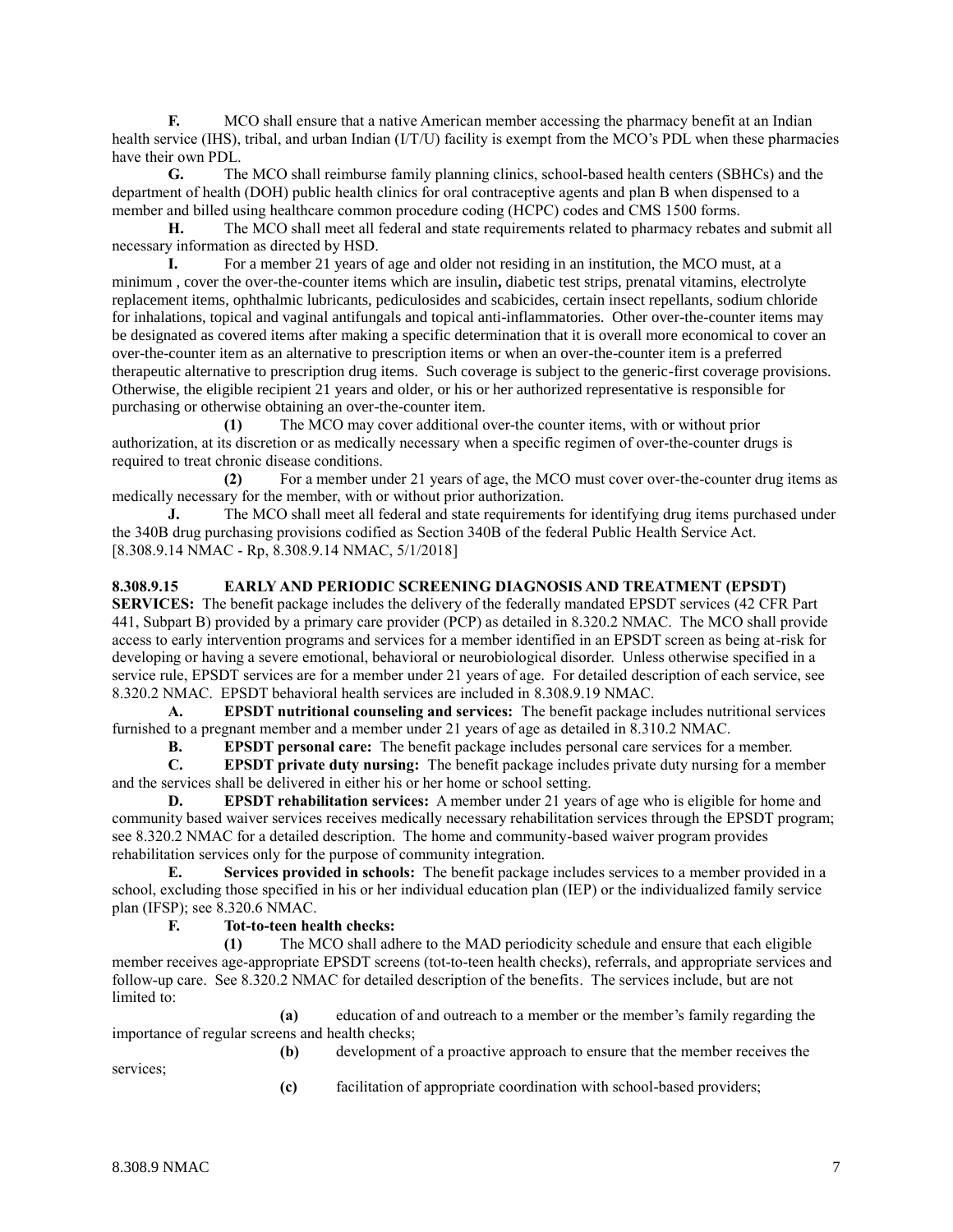**F.** MCO shall ensure that a native American member accessing the pharmacy benefit at an Indian health service (IHS), tribal, and urban Indian (I/T/U) facility is exempt from the MCO's PDL when these pharmacies have their own PDL.

**G.** The MCO shall reimburse family planning clinics, school-based health centers (SBHCs) and the department of health (DOH) public health clinics for oral contraceptive agents and plan B when dispensed to a member and billed using healthcare common procedure coding (HCPC) codes and CMS 1500 forms.

**H.** The MCO shall meet all federal and state requirements related to pharmacy rebates and submit all necessary information as directed by HSD.

**I.** For a member 21 years of age and older not residing in an institution, the MCO must, at a minimum , cover the over-the-counter items which are insulin**,** diabetic test strips, prenatal vitamins, electrolyte replacement items, ophthalmic lubricants, pediculosides and scabicides, certain insect repellants, sodium chloride for inhalations, topical and vaginal antifungals and topical anti-inflammatories. Other over-the-counter items may be designated as covered items after making a specific determination that it is overall more economical to cover an over-the-counter item as an alternative to prescription items or when an over-the-counter item is a preferred therapeutic alternative to prescription drug items. Such coverage is subject to the generic-first coverage provisions. Otherwise, the eligible recipient 21 years and older, or his or her authorized representative is responsible for purchasing or otherwise obtaining an over-the-counter item.

**(1)** The MCO may cover additional over-the counter items, with or without prior authorization, at its discretion or as medically necessary when a specific regimen of over-the-counter drugs is required to treat chronic disease conditions.

**(2)** For a member under 21 years of age, the MCO must cover over-the-counter drug items as medically necessary for the member, with or without prior authorization.

**J.** The MCO shall meet all federal and state requirements for identifying drug items purchased under the 340B drug purchasing provisions codified as Section 340B of the federal Public Health Service Act.
[8.308.9.14 NMAC - Rp, 8.308.9.14 NMAC, 5/1/2018]

**8.308.9.15 EARLY AND PERIODIC SCREENING DIAGNOSIS AND TREATMENT (EPSDT) SERVICES:** The benefit package includes the delivery of the federally mandated EPSDT services (42 CFR Part 441, Subpart B) provided by a primary care provider (PCP) as detailed in 8.320.2 NMAC. The MCO shall provide access to early intervention programs and services for a member identified in an EPSDT screen as being at-risk for developing or having a severe emotional, behavioral or neurobiological disorder. Unless otherwise specified in a service rule, EPSDT services are for a member under 21 years of age. For detailed description of each service, see 8.320.2 NMAC. EPSDT behavioral health services are included in 8.308.9.19 NMAC.

**A. EPSDT nutritional counseling and services:** The benefit package includes nutritional services furnished to a pregnant member and a member under 21 years of age as detailed in 8.310.2 NMAC.

**B. EPSDT personal care:** The benefit package includes personal care services for a member.

**C. EPSDT private duty nursing:** The benefit package includes private duty nursing for a member and the services shall be delivered in either his or her home or school setting.

**D. EPSDT rehabilitation services:** A member under 21 years of age who is eligible for home and community based waiver services receives medically necessary rehabilitation services through the EPSDT program; see 8.320.2 NMAC for a detailed description. The home and community-based waiver program provides rehabilitation services only for the purpose of community integration.

**E. Services provided in schools:** The benefit package includes services to a member provided in a school, excluding those specified in his or her individual education plan (IEP) or the individualized family service plan (IFSP); see 8.320.6 NMAC.

**F. Tot-to-teen health checks:**

**(1)** The MCO shall adhere to the MAD periodicity schedule and ensure that each eligible member receives age-appropriate EPSDT screens (tot-to-teen health checks), referrals, and appropriate services and follow-up care. See 8.320.2 NMAC for detailed description of the benefits. The services include, but are not limited to:

**(a)** education of and outreach to a member or the member's family regarding the importance of regular screens and health checks;

**(b)** development of a proactive approach to ensure that the member receives the services;

**(c)** facilitation of appropriate coordination with school-based providers;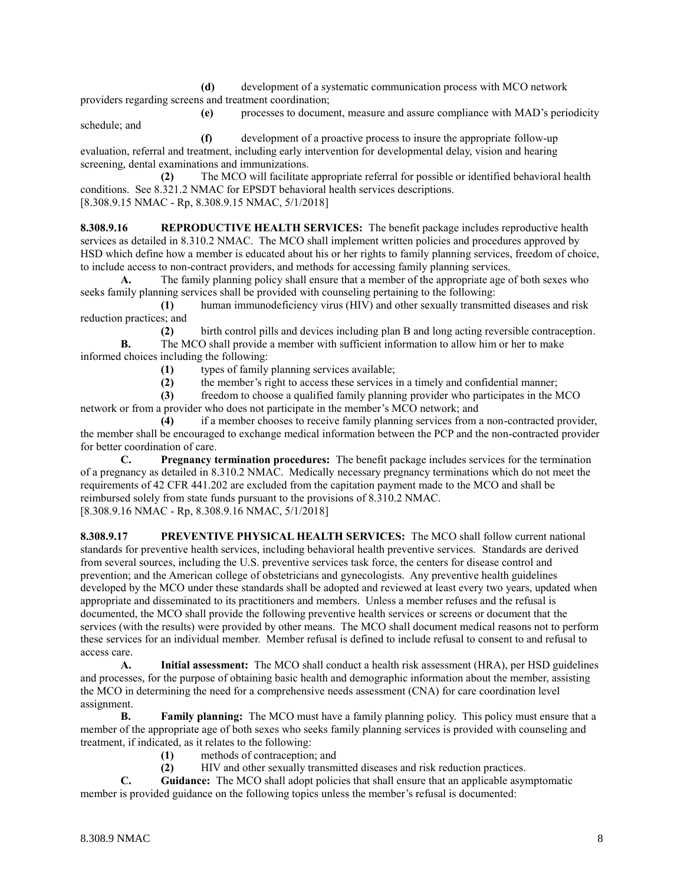**(d)** development of a systematic communication process with MCO network providers regarding screens and treatment coordination;

**(e)** processes to document, measure and assure compliance with MAD's periodicity schedule; and

**(f)** development of a proactive process to insure the appropriate follow-up evaluation, referral and treatment, including early intervention for developmental delay, vision and hearing screening, dental examinations and immunizations.

**(2)** The MCO will facilitate appropriate referral for possible or identified behavioral health conditions. See 8.321.2 NMAC for EPSDT behavioral health services descriptions.

[8.308.9.15 NMAC - Rp, 8.308.9.15 NMAC, 5/1/2018]

**8.308.9.16 REPRODUCTIVE HEALTH SERVICES:** The benefit package includes reproductive health services as detailed in 8.310.2 NMAC. The MCO shall implement written policies and procedures approved by HSD which define how a member is educated about his or her rights to family planning services, freedom of choice, to include access to non-contract providers, and methods for accessing family planning services.

**A.** The family planning policy shall ensure that a member of the appropriate age of both sexes who seeks family planning services shall be provided with counseling pertaining to the following:

**(1)** human immunodeficiency virus (HIV) and other sexually transmitted diseases and risk reduction practices; and

**(2)** birth control pills and devices including plan B and long acting reversible contraception.

**B.** The MCO shall provide a member with sufficient information to allow him or her to make informed choices including the following:

**(1)** types of family planning services available;

**(2)** the member's right to access these services in a timely and confidential manner;

**(3)** freedom to choose a qualified family planning provider who participates in the MCO network or from a provider who does not participate in the member's MCO network; and

**(4)** if a member chooses to receive family planning services from a non-contracted provider, the member shall be encouraged to exchange medical information between the PCP and the non-contracted provider for better coordination of care.

**C. Pregnancy termination procedures:** The benefit package includes services for the termination of a pregnancy as detailed in 8.310.2 NMAC. Medically necessary pregnancy terminations which do not meet the requirements of 42 CFR 441.202 are excluded from the capitation payment made to the MCO and shall be reimbursed solely from state funds pursuant to the provisions of 8.310.2 NMAC.

[8.308.9.16 NMAC - Rp, 8.308.9.16 NMAC, 5/1/2018]

**8.308.9.17 PREVENTIVE PHYSICAL HEALTH SERVICES:** The MCO shall follow current national standards for preventive health services, including behavioral health preventive services. Standards are derived from several sources, including the U.S. preventive services task force, the centers for disease control and prevention; and the American college of obstetricians and gynecologists. Any preventive health guidelines developed by the MCO under these standards shall be adopted and reviewed at least every two years, updated when appropriate and disseminated to its practitioners and members. Unless a member refuses and the refusal is documented, the MCO shall provide the following preventive health services or screens or document that the services (with the results) were provided by other means. The MCO shall document medical reasons not to perform these services for an individual member. Member refusal is defined to include refusal to consent to and refusal to access care.

**A. Initial assessment:** The MCO shall conduct a health risk assessment (HRA), per HSD guidelines and processes, for the purpose of obtaining basic health and demographic information about the member, assisting the MCO in determining the need for a comprehensive needs assessment (CNA) for care coordination level assignment.

**B. Family planning:** The MCO must have a family planning policy. This policy must ensure that a member of the appropriate age of both sexes who seeks family planning services is provided with counseling and treatment, if indicated, as it relates to the following:

**(1)** methods of contraception; and

**(2)** HIV and other sexually transmitted diseases and risk reduction practices.

**C. Guidance:** The MCO shall adopt policies that shall ensure that an applicable asymptomatic member is provided guidance on the following topics unless the member's refusal is documented: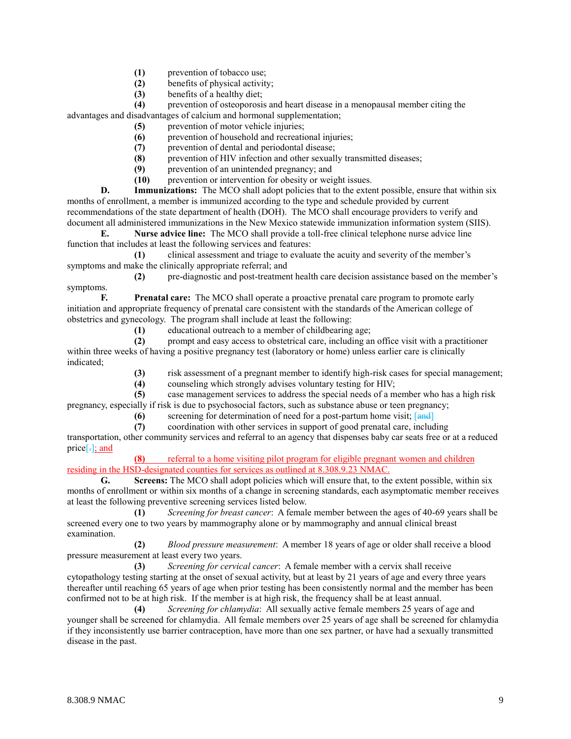**(1)** prevention of tobacco use;

**(2)** benefits of physical activity;

**(3)** benefits of a healthy diet;

**(4)** prevention of osteoporosis and heart disease in a menopausal member citing the advantages and disadvantages of calcium and hormonal supplementation;

**(5)** prevention of motor vehicle injuries;

**(6)** prevention of household and recreational injuries;

**(7)** prevention of dental and periodontal disease;

**(8)** prevention of HIV infection and other sexually transmitted diseases;

**(9)** prevention of an unintended pregnancy; and

**(10)** prevention or intervention for obesity or weight issues.

**D. Immunizations:** The MCO shall adopt policies that to the extent possible, ensure that within six months of enrollment, a member is immunized according to the type and schedule provided by current recommendations of the state department of health (DOH). The MCO shall encourage providers to verify and document all administered immunizations in the New Mexico statewide immunization information system (SIIS).

**E. Nurse advice line:** The MCO shall provide a toll-free clinical telephone nurse advice line function that includes at least the following services and features:

**(1)** clinical assessment and triage to evaluate the acuity and severity of the member's symptoms and make the clinically appropriate referral; and

**(2)** pre-diagnostic and post-treatment health care decision assistance based on the member's symptoms.

**F. Prenatal care:** The MCO shall operate a proactive prenatal care program to promote early initiation and appropriate frequency of prenatal care consistent with the standards of the American college of obstetrics and gynecology. The program shall include at least the following:

**(1)** educational outreach to a member of childbearing age;

**(2)** prompt and easy access to obstetrical care, including an office visit with a practitioner within three weeks of having a positive pregnancy test (laboratory or home) unless earlier care is clinically indicated;

**(3)** risk assessment of a pregnant member to identify high-risk cases for special management;

**(4)** counseling which strongly advises voluntary testing for HIV;

**(5)** case management services to address the special needs of a member who has a high risk pregnancy, especially if risk is due to psychosocial factors, such as substance abuse or teen pregnancy;

**(6)** screening for determination of need for a post-partum home visit; [~~and~~]

**(7)** coordination with other services in support of good prenatal care, including transportation, other community services and referral to an agency that dispenses baby car seats free or at a reduced price[~~.~~]; and

**(8)** referral to a home visiting pilot program for eligible pregnant women and children residing in the HSD-designated counties for services as outlined at 8.308.9.23 NMAC.

**G. Screens:** The MCO shall adopt policies which will ensure that, to the extent possible, within six months of enrollment or within six months of a change in screening standards, each asymptomatic member receives at least the following preventive screening services listed below.

**(1)** *Screening for breast cancer*: A female member between the ages of 40-69 years shall be screened every one to two years by mammography alone or by mammography and annual clinical breast examination.

**(2)** *Blood pressure measurement*: A member 18 years of age or older shall receive a blood pressure measurement at least every two years.

**(3)** *Screening for cervical cancer*: A female member with a cervix shall receive cytopathology testing starting at the onset of sexual activity, but at least by 21 years of age and every three years thereafter until reaching 65 years of age when prior testing has been consistently normal and the member has been confirmed not to be at high risk. If the member is at high risk, the frequency shall be at least annual.

**(4)** *Screening for chlamydia*: All sexually active female members 25 years of age and younger shall be screened for chlamydia. All female members over 25 years of age shall be screened for chlamydia if they inconsistently use barrier contraception, have more than one sex partner, or have had a sexually transmitted disease in the past.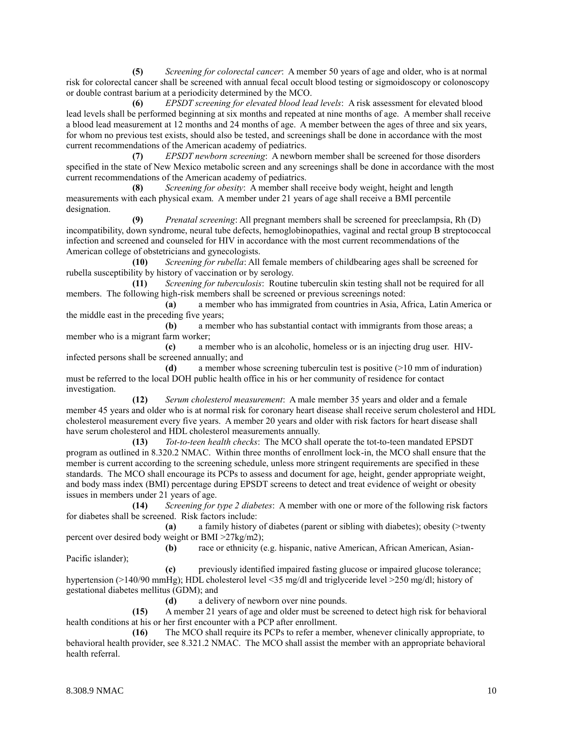**(5)** *Screening for colorectal cancer*: A member 50 years of age and older, who is at normal risk for colorectal cancer shall be screened with annual fecal occult blood testing or sigmoidoscopy or colonoscopy or double contrast barium at a periodicity determined by the MCO.

**(6)** *EPSDT screening for elevated blood lead levels*: A risk assessment for elevated blood lead levels shall be performed beginning at six months and repeated at nine months of age. A member shall receive a blood lead measurement at 12 months and 24 months of age. A member between the ages of three and six years, for whom no previous test exists, should also be tested, and screenings shall be done in accordance with the most current recommendations of the American academy of pediatrics.

**(7)** *EPSDT newborn screening*: A newborn member shall be screened for those disorders specified in the state of New Mexico metabolic screen and any screenings shall be done in accordance with the most current recommendations of the American academy of pediatrics.

**(8)** *Screening for obesity*: A member shall receive body weight, height and length measurements with each physical exam. A member under 21 years of age shall receive a BMI percentile designation.

**(9)** *Prenatal screening*: All pregnant members shall be screened for preeclampsia, Rh (D) incompatibility, down syndrome, neural tube defects, hemoglobinopathies, vaginal and rectal group B streptococcal infection and screened and counseled for HIV in accordance with the most current recommendations of the American college of obstetricians and gynecologists.

**(10)** *Screening for rubella*: All female members of childbearing ages shall be screened for rubella susceptibility by history of vaccination or by serology.

**(11)** *Screening for tuberculosis*: Routine tuberculin skin testing shall not be required for all members. The following high-risk members shall be screened or previous screenings noted:

**(a)** a member who has immigrated from countries in Asia, Africa, Latin America or the middle east in the preceding five years;

**(b)** a member who has substantial contact with immigrants from those areas; a member who is a migrant farm worker;

**(c)** a member who is an alcoholic, homeless or is an injecting drug user. HIV-infected persons shall be screened annually; and

**(d)** a member whose screening tuberculin test is positive (>10 mm of induration) must be referred to the local DOH public health office in his or her community of residence for contact investigation.

**(12)** *Serum cholesterol measurement*: A male member 35 years and older and a female member 45 years and older who is at normal risk for coronary heart disease shall receive serum cholesterol and HDL cholesterol measurement every five years. A member 20 years and older with risk factors for heart disease shall have serum cholesterol and HDL cholesterol measurements annually.

**(13)** *Tot-to-teen health checks*: The MCO shall operate the tot-to-teen mandated EPSDT program as outlined in 8.320.2 NMAC. Within three months of enrollment lock-in, the MCO shall ensure that the member is current according to the screening schedule, unless more stringent requirements are specified in these standards. The MCO shall encourage its PCPs to assess and document for age, height, gender appropriate weight, and body mass index (BMI) percentage during EPSDT screens to detect and treat evidence of weight or obesity issues in members under 21 years of age.

**(14)** *Screening for type 2 diabetes*: A member with one or more of the following risk factors for diabetes shall be screened. Risk factors include:

**(a)** a family history of diabetes (parent or sibling with diabetes); obesity (>twenty percent over desired body weight or BMI >27kg/m2);

**(b)** race or ethnicity (e.g. hispanic, native American, African American, Asian-Pacific islander);

**(c)** previously identified impaired fasting glucose or impaired glucose tolerance; hypertension (>140/90 mmHg); HDL cholesterol level <35 mg/dl and triglyceride level >250 mg/dl; history of gestational diabetes mellitus (GDM); and

**(d)** a delivery of newborn over nine pounds.

**(15)** A member 21 years of age and older must be screened to detect high risk for behavioral health conditions at his or her first encounter with a PCP after enrollment.

**(16)** The MCO shall require its PCPs to refer a member, whenever clinically appropriate, to behavioral health provider, see 8.321.2 NMAC. The MCO shall assist the member with an appropriate behavioral health referral.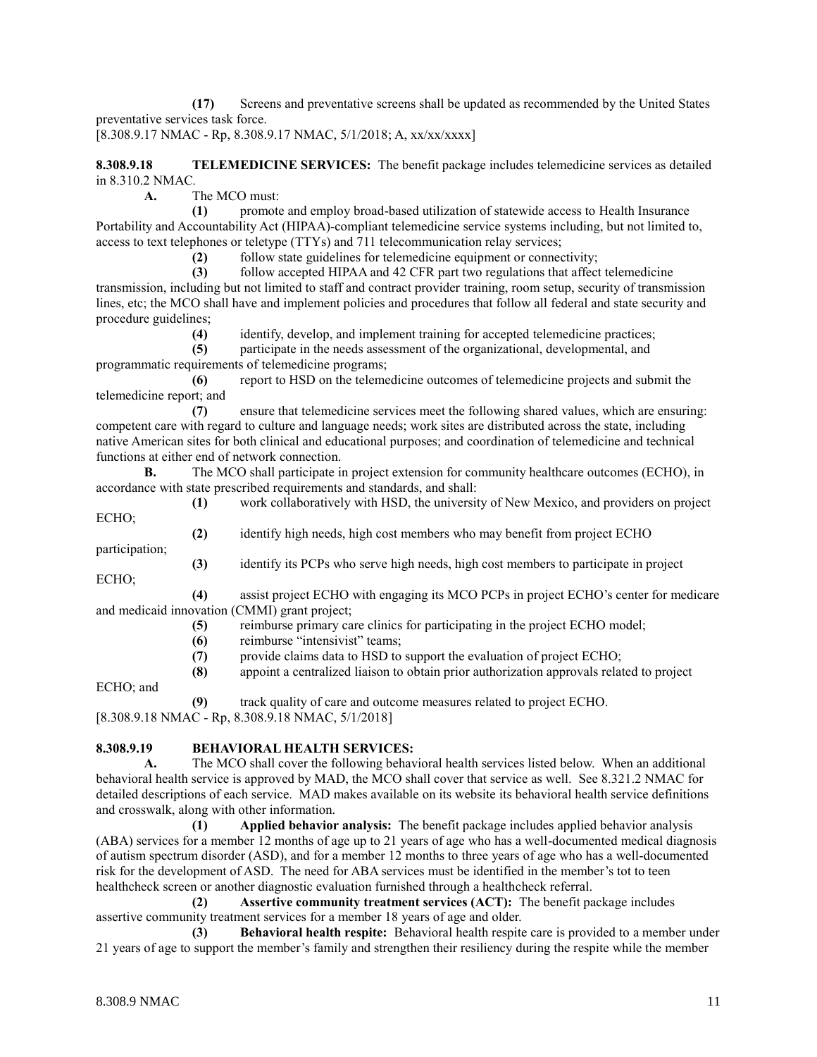**(17)** Screens and preventative screens shall be updated as recommended by the United States preventative services task force.
[8.308.9.17 NMAC - Rp, 8.308.9.17 NMAC, 5/1/2018; A, xx/xx/xxxx]

**8.308.9.18 TELEMEDICINE SERVICES:** The benefit package includes telemedicine services as detailed in 8.310.2 NMAC.

**A.** The MCO must:

**(1)** promote and employ broad-based utilization of statewide access to Health Insurance Portability and Accountability Act (HIPAA)-compliant telemedicine service systems including, but not limited to, access to text telephones or teletype (TTYs) and 711 telecommunication relay services;

**(2)** follow state guidelines for telemedicine equipment or connectivity;

**(3)** follow accepted HIPAA and 42 CFR part two regulations that affect telemedicine transmission, including but not limited to staff and contract provider training, room setup, security of transmission lines, etc; the MCO shall have and implement policies and procedures that follow all federal and state security and procedure guidelines;

**(4)** identify, develop, and implement training for accepted telemedicine practices;

**(5)** participate in the needs assessment of the organizational, developmental, and programmatic requirements of telemedicine programs;

**(6)** report to HSD on the telemedicine outcomes of telemedicine projects and submit the telemedicine report; and

**(7)** ensure that telemedicine services meet the following shared values, which are ensuring: competent care with regard to culture and language needs; work sites are distributed across the state, including native American sites for both clinical and educational purposes; and coordination of telemedicine and technical functions at either end of network connection.

**B.** The MCO shall participate in project extension for community healthcare outcomes (ECHO), in accordance with state prescribed requirements and standards, and shall:

**(1)** work collaboratively with HSD, the university of New Mexico, and providers on project ECHO;

**(2)** identify high needs, high cost members who may benefit from project ECHO participation;

**(3)** identify its PCPs who serve high needs, high cost members to participate in project ECHO;

**(4)** assist project ECHO with engaging its MCO PCPs in project ECHO's center for medicare and medicaid innovation (CMMI) grant project;

**(5)** reimburse primary care clinics for participating in the project ECHO model;

**(6)** reimburse "intensivist" teams;

**(7)** provide claims data to HSD to support the evaluation of project ECHO;

**(8)** appoint a centralized liaison to obtain prior authorization approvals related to project ECHO; and

**(9)** track quality of care and outcome measures related to project ECHO.
[8.308.9.18 NMAC - Rp, 8.308.9.18 NMAC, 5/1/2018]

**8.308.9.19 BEHAVIORAL HEALTH SERVICES:**

**A.** The MCO shall cover the following behavioral health services listed below. When an additional behavioral health service is approved by MAD, the MCO shall cover that service as well. See 8.321.2 NMAC for detailed descriptions of each service. MAD makes available on its website its behavioral health service definitions and crosswalk, along with other information.

**(1) Applied behavior analysis:** The benefit package includes applied behavior analysis (ABA) services for a member 12 months of age up to 21 years of age who has a well-documented medical diagnosis of autism spectrum disorder (ASD), and for a member 12 months to three years of age who has a well-documented risk for the development of ASD. The need for ABA services must be identified in the member's tot to teen healthcheck screen or another diagnostic evaluation furnished through a healthcheck referral.

**(2) Assertive community treatment services (ACT):** The benefit package includes assertive community treatment services for a member 18 years of age and older.

**(3) Behavioral health respite:** Behavioral health respite care is provided to a member under 21 years of age to support the member's family and strengthen their resiliency during the respite while the member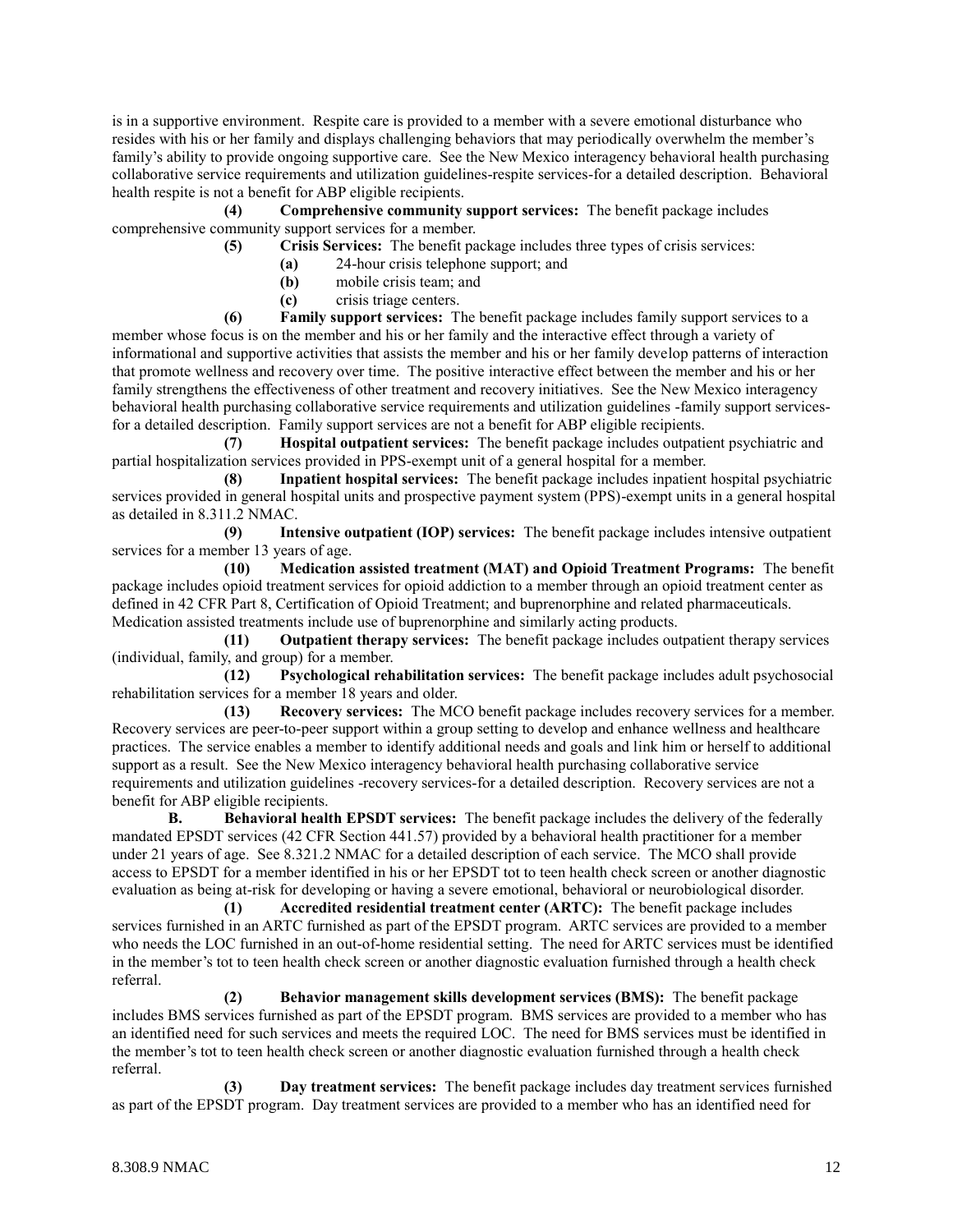is in a supportive environment. Respite care is provided to a member with a severe emotional disturbance who resides with his or her family and displays challenging behaviors that may periodically overwhelm the member's family's ability to provide ongoing supportive care. See the New Mexico interagency behavioral health purchasing collaborative service requirements and utilization guidelines-respite services-for a detailed description. Behavioral health respite is not a benefit for ABP eligible recipients.

**(4) Comprehensive community support services:** The benefit package includes comprehensive community support services for a member.

**(5) Crisis Services:** The benefit package includes three types of crisis services:

**(a)** 24-hour crisis telephone support; and

**(b)** mobile crisis team; and

**(c)** crisis triage centers.

**(6) Family support services:** The benefit package includes family support services to a member whose focus is on the member and his or her family and the interactive effect through a variety of informational and supportive activities that assists the member and his or her family develop patterns of interaction that promote wellness and recovery over time. The positive interactive effect between the member and his or her family strengthens the effectiveness of other treatment and recovery initiatives. See the New Mexico interagency behavioral health purchasing collaborative service requirements and utilization guidelines -family support services-for a detailed description. Family support services are not a benefit for ABP eligible recipients.

**(7) Hospital outpatient services:** The benefit package includes outpatient psychiatric and partial hospitalization services provided in PPS-exempt unit of a general hospital for a member.

**(8) Inpatient hospital services:** The benefit package includes inpatient hospital psychiatric services provided in general hospital units and prospective payment system (PPS)-exempt units in a general hospital as detailed in 8.311.2 NMAC.

**(9) Intensive outpatient (IOP) services:** The benefit package includes intensive outpatient services for a member 13 years of age.

**(10) Medication assisted treatment (MAT) and Opioid Treatment Programs:** The benefit package includes opioid treatment services for opioid addiction to a member through an opioid treatment center as defined in 42 CFR Part 8, Certification of Opioid Treatment; and buprenorphine and related pharmaceuticals. Medication assisted treatments include use of buprenorphine and similarly acting products.

**(11) Outpatient therapy services:** The benefit package includes outpatient therapy services (individual, family, and group) for a member.

**(12) Psychological rehabilitation services:** The benefit package includes adult psychosocial rehabilitation services for a member 18 years and older.

**(13) Recovery services:** The MCO benefit package includes recovery services for a member. Recovery services are peer-to-peer support within a group setting to develop and enhance wellness and healthcare practices. The service enables a member to identify additional needs and goals and link him or herself to additional support as a result. See the New Mexico interagency behavioral health purchasing collaborative service requirements and utilization guidelines -recovery services-for a detailed description. Recovery services are not a benefit for ABP eligible recipients.

**B. Behavioral health EPSDT services:** The benefit package includes the delivery of the federally mandated EPSDT services (42 CFR Section 441.57) provided by a behavioral health practitioner for a member under 21 years of age. See 8.321.2 NMAC for a detailed description of each service. The MCO shall provide access to EPSDT for a member identified in his or her EPSDT tot to teen health check screen or another diagnostic evaluation as being at-risk for developing or having a severe emotional, behavioral or neurobiological disorder.

**(1) Accredited residential treatment center (ARTC):** The benefit package includes services furnished in an ARTC furnished as part of the EPSDT program. ARTC services are provided to a member who needs the LOC furnished in an out-of-home residential setting. The need for ARTC services must be identified in the member's tot to teen health check screen or another diagnostic evaluation furnished through a health check referral.

**(2) Behavior management skills development services (BMS):** The benefit package includes BMS services furnished as part of the EPSDT program. BMS services are provided to a member who has an identified need for such services and meets the required LOC. The need for BMS services must be identified in the member's tot to teen health check screen or another diagnostic evaluation furnished through a health check referral.

**(3) Day treatment services:** The benefit package includes day treatment services furnished as part of the EPSDT program. Day treatment services are provided to a member who has an identified need for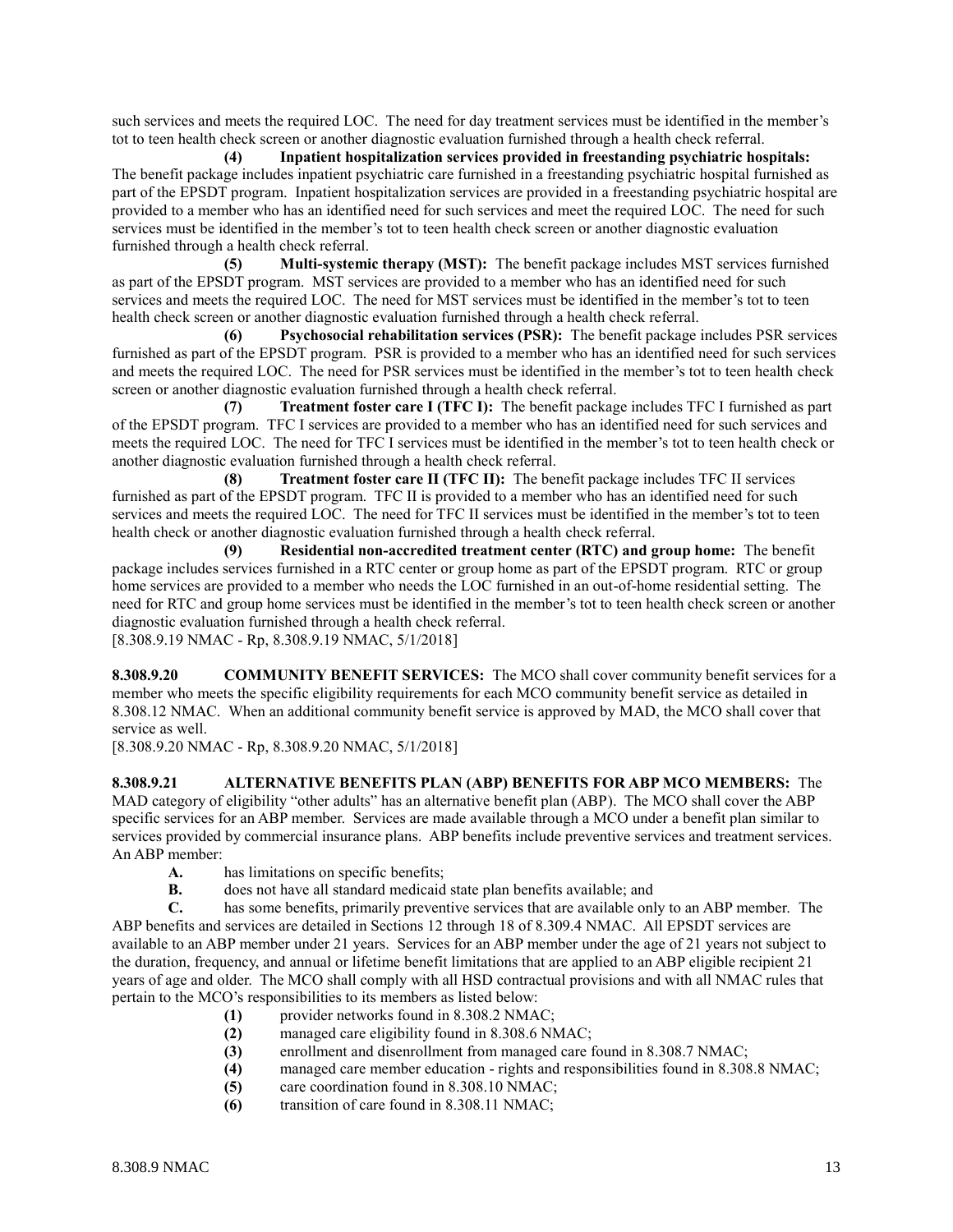such services and meets the required LOC. The need for day treatment services must be identified in the member's tot to teen health check screen or another diagnostic evaluation furnished through a health check referral.

**(4) Inpatient hospitalization services provided in freestanding psychiatric hospitals:** The benefit package includes inpatient psychiatric care furnished in a freestanding psychiatric hospital furnished as part of the EPSDT program. Inpatient hospitalization services are provided in a freestanding psychiatric hospital are provided to a member who has an identified need for such services and meet the required LOC. The need for such services must be identified in the member's tot to teen health check screen or another diagnostic evaluation furnished through a health check referral.

**(5) Multi-systemic therapy (MST):** The benefit package includes MST services furnished as part of the EPSDT program. MST services are provided to a member who has an identified need for such services and meets the required LOC. The need for MST services must be identified in the member's tot to teen health check screen or another diagnostic evaluation furnished through a health check referral.

**(6) Psychosocial rehabilitation services (PSR):** The benefit package includes PSR services furnished as part of the EPSDT program. PSR is provided to a member who has an identified need for such services and meets the required LOC. The need for PSR services must be identified in the member's tot to teen health check screen or another diagnostic evaluation furnished through a health check referral.

**(7) Treatment foster care I (TFC I):** The benefit package includes TFC I furnished as part of the EPSDT program. TFC I services are provided to a member who has an identified need for such services and meets the required LOC. The need for TFC I services must be identified in the member's tot to teen health check or another diagnostic evaluation furnished through a health check referral.

**(8) Treatment foster care II (TFC II):** The benefit package includes TFC II services furnished as part of the EPSDT program. TFC II is provided to a member who has an identified need for such services and meets the required LOC. The need for TFC II services must be identified in the member's tot to teen health check or another diagnostic evaluation furnished through a health check referral.

**(9) Residential non-accredited treatment center (RTC) and group home:** The benefit package includes services furnished in a RTC center or group home as part of the EPSDT program. RTC or group home services are provided to a member who needs the LOC furnished in an out-of-home residential setting. The need for RTC and group home services must be identified in the member's tot to teen health check screen or another diagnostic evaluation furnished through a health check referral.

[8.308.9.19 NMAC - Rp, 8.308.9.19 NMAC, 5/1/2018]

**8.308.9.20 COMMUNITY BENEFIT SERVICES:** The MCO shall cover community benefit services for a member who meets the specific eligibility requirements for each MCO community benefit service as detailed in 8.308.12 NMAC. When an additional community benefit service is approved by MAD, the MCO shall cover that service as well.

[8.308.9.20 NMAC - Rp, 8.308.9.20 NMAC, 5/1/2018]

**8.308.9.21 ALTERNATIVE BENEFITS PLAN (ABP) BENEFITS FOR ABP MCO MEMBERS:** The MAD category of eligibility "other adults" has an alternative benefit plan (ABP). The MCO shall cover the ABP specific services for an ABP member. Services are made available through a MCO under a benefit plan similar to services provided by commercial insurance plans. ABP benefits include preventive services and treatment services. An ABP member:

**A.** has limitations on specific benefits;

**B.** does not have all standard medicaid state plan benefits available; and

**C.** has some benefits, primarily preventive services that are available only to an ABP member. The ABP benefits and services are detailed in Sections 12 through 18 of 8.309.4 NMAC. All EPSDT services are available to an ABP member under 21 years. Services for an ABP member under the age of 21 years not subject to the duration, frequency, and annual or lifetime benefit limitations that are applied to an ABP eligible recipient 21 years of age and older. The MCO shall comply with all HSD contractual provisions and with all NMAC rules that pertain to the MCO's responsibilities to its members as listed below:

**(1)** provider networks found in 8.308.2 NMAC;

**(2)** managed care eligibility found in 8.308.6 NMAC;

**(3)** enrollment and disenrollment from managed care found in 8.308.7 NMAC;

**(4)** managed care member education - rights and responsibilities found in 8.308.8 NMAC;

**(5)** care coordination found in 8.308.10 NMAC;

**(6)** transition of care found in 8.308.11 NMAC;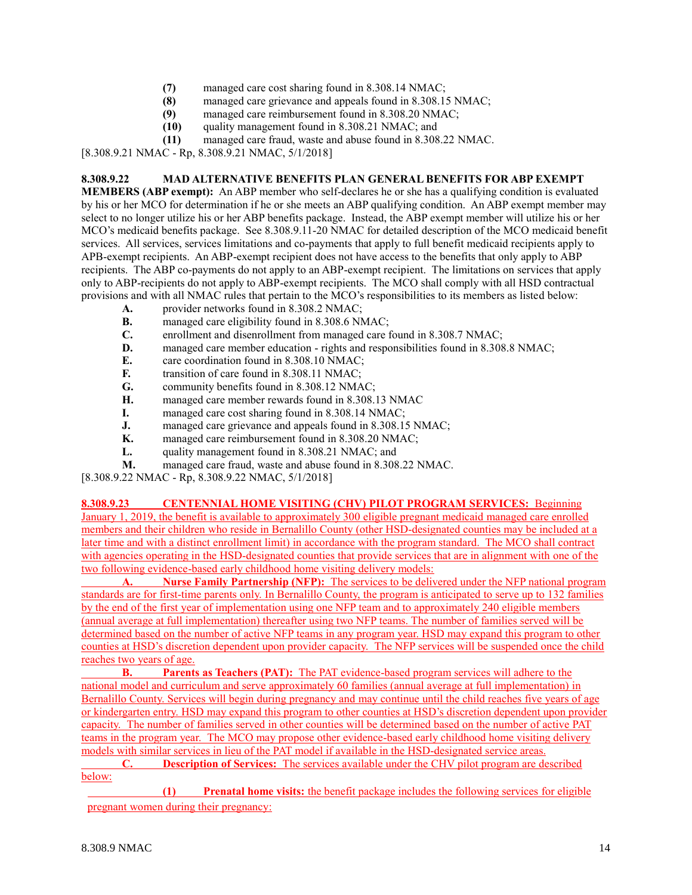**(7)** managed care cost sharing found in 8.308.14 NMAC;

**(8)** managed care grievance and appeals found in 8.308.15 NMAC;

**(9)** managed care reimbursement found in 8.308.20 NMAC;

**(10)** quality management found in 8.308.21 NMAC; and

**(11)** managed care fraud, waste and abuse found in 8.308.22 NMAC.

[8.308.9.21 NMAC - Rp, 8.308.9.21 NMAC, 5/1/2018]

**8.308.9.22 MAD ALTERNATIVE BENEFITS PLAN GENERAL BENEFITS FOR ABP EXEMPT MEMBERS (ABP exempt):** An ABP member who self-declares he or she has a qualifying condition is evaluated by his or her MCO for determination if he or she meets an ABP qualifying condition. An ABP exempt member may select to no longer utilize his or her ABP benefits package. Instead, the ABP exempt member will utilize his or her MCO's medicaid benefits package. See 8.308.9.11-20 NMAC for detailed description of the MCO medicaid benefit services. All services, services limitations and co-payments that apply to full benefit medicaid recipients apply to APB-exempt recipients. An ABP-exempt recipient does not have access to the benefits that only apply to ABP recipients. The ABP co-payments do not apply to an ABP-exempt recipient. The limitations on services that apply only to ABP-recipients do not apply to ABP-exempt recipients. The MCO shall comply with all HSD contractual provisions and with all NMAC rules that pertain to the MCO's responsibilities to its members as listed below:

**A.** provider networks found in 8.308.2 NMAC;

**B.** managed care eligibility found in 8.308.6 NMAC;

**C.** enrollment and disenrollment from managed care found in 8.308.7 NMAC;

**D.** managed care member education - rights and responsibilities found in 8.308.8 NMAC;

**E.** care coordination found in 8.308.10 NMAC;

**F.** transition of care found in 8.308.11 NMAC;

**G.** community benefits found in 8.308.12 NMAC;

**H.** managed care member rewards found in 8.308.13 NMAC

**I.** managed care cost sharing found in 8.308.14 NMAC;

**J.** managed care grievance and appeals found in 8.308.15 NMAC;

**K.** managed care reimbursement found in 8.308.20 NMAC;

**L.** quality management found in 8.308.21 NMAC; and

**M.** managed care fraud, waste and abuse found in 8.308.22 NMAC.

[8.308.9.22 NMAC - Rp, 8.308.9.22 NMAC, 5/1/2018]

**8.308.9.23 CENTENNIAL HOME VISITING (CHV) PILOT PROGRAM SERVICES:** Beginning January 1, 2019, the benefit is available to approximately 300 eligible pregnant medicaid managed care enrolled members and their children who reside in Bernalillo County (other HSD-designated counties may be included at a later time and with a distinct enrollment limit) in accordance with the program standard. The MCO shall contract with agencies operating in the HSD-designated counties that provide services that are in alignment with one of the two following evidence-based early childhood home visiting delivery models:

**A. Nurse Family Partnership (NFP):** The services to be delivered under the NFP national program standards are for first-time parents only. In Bernalillo County, the program is anticipated to serve up to 132 families by the end of the first year of implementation using one NFP team and to approximately 240 eligible members (annual average at full implementation) thereafter using two NFP teams. The number of families served will be determined based on the number of active NFP teams in any program year. HSD may expand this program to other counties at HSD's discretion dependent upon provider capacity. The NFP services will be suspended once the child reaches two years of age.

**B. Parents as Teachers (PAT):** The PAT evidence-based program services will adhere to the national model and curriculum and serve approximately 60 families (annual average at full implementation) in Bernalillo County. Services will begin during pregnancy and may continue until the child reaches five years of age or kindergarten entry. HSD may expand this program to other counties at HSD's discretion dependent upon provider capacity. The number of families served in other counties will be determined based on the number of active PAT teams in the program year. The MCO may propose other evidence-based early childhood home visiting delivery models with similar services in lieu of the PAT model if available in the HSD-designated service areas.

**C. Description of Services:** The services available under the CHV pilot program are described below:

**(1) Prenatal home visits:** the benefit package includes the following services for eligible pregnant women during their pregnancy: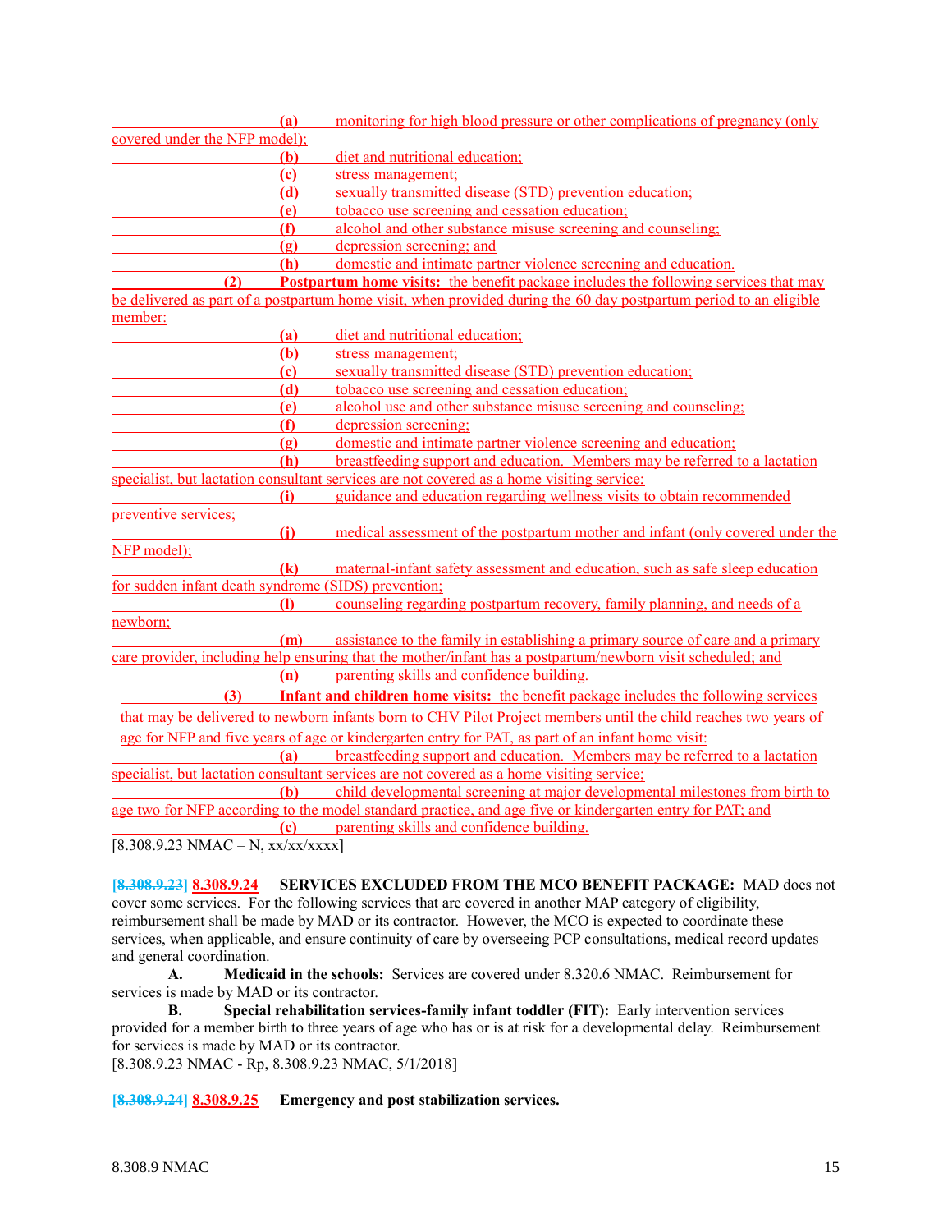**(a)** monitoring for high blood pressure or other complications of pregnancy (only covered under the NFP model);

**(b)** diet and nutritional education;

**(c)** stress management;

**(d)** sexually transmitted disease (STD) prevention education;

**(e)** tobacco use screening and cessation education;

**(f)** alcohol and other substance misuse screening and counseling;

**(g)** depression screening; and

**(h)** domestic and intimate partner violence screening and education.

**(2) Postpartum home visits:** the benefit package includes the following services that may be delivered as part of a postpartum home visit, when provided during the 60 day postpartum period to an eligible member:

**(a)** diet and nutritional education;

**(b)** stress management;

**(c)** sexually transmitted disease (STD) prevention education;

**(d)** tobacco use screening and cessation education;

**(e)** alcohol use and other substance misuse screening and counseling;

**(f)** depression screening;

**(g)** domestic and intimate partner violence screening and education;

**(h)** breastfeeding support and education. Members may be referred to a lactation specialist, but lactation consultant services are not covered as a home visiting service;

**(i)** guidance and education regarding wellness visits to obtain recommended preventive services;

**(j)** medical assessment of the postpartum mother and infant (only covered under the NFP model);

**(k)** maternal-infant safety assessment and education, such as safe sleep education for sudden infant death syndrome (SIDS) prevention;

**(l)** counseling regarding postpartum recovery, family planning, and needs of a newborn;

**(m)** assistance to the family in establishing a primary source of care and a primary care provider, including help ensuring that the mother/infant has a postpartum/newborn visit scheduled; and

**(n)** parenting skills and confidence building.

**(3) Infant and children home visits:** the benefit package includes the following services that may be delivered to newborn infants born to CHV Pilot Project members until the child reaches two years of age for NFP and five years of age or kindergarten entry for PAT, as part of an infant home visit:

**(a)** breastfeeding support and education. Members may be referred to a lactation specialist, but lactation consultant services are not covered as a home visiting service;

**(b)** child developmental screening at major developmental milestones from birth to age two for NFP according to the model standard practice, and age five or kindergarten entry for PAT; and

**(c)** parenting skills and confidence building.

[8.308.9.23 NMAC – N, xx/xx/xxxx]

**[8.308.9.23] 8.308.9.24 SERVICES EXCLUDED FROM THE MCO BENEFIT PACKAGE:** MAD does not cover some services. For the following services that are covered in another MAP category of eligibility, reimbursement shall be made by MAD or its contractor. However, the MCO is expected to coordinate these services, when applicable, and ensure continuity of care by overseeing PCP consultations, medical record updates and general coordination.

**A. Medicaid in the schools:** Services are covered under 8.320.6 NMAC. Reimbursement for services is made by MAD or its contractor.

**B. Special rehabilitation services-family infant toddler (FIT):** Early intervention services provided for a member birth to three years of age who has or is at risk for a developmental delay. Reimbursement for services is made by MAD or its contractor.

[8.308.9.23 NMAC - Rp, 8.308.9.23 NMAC, 5/1/2018]

**[8.308.9.24] 8.308.9.25 Emergency and post stabilization services.**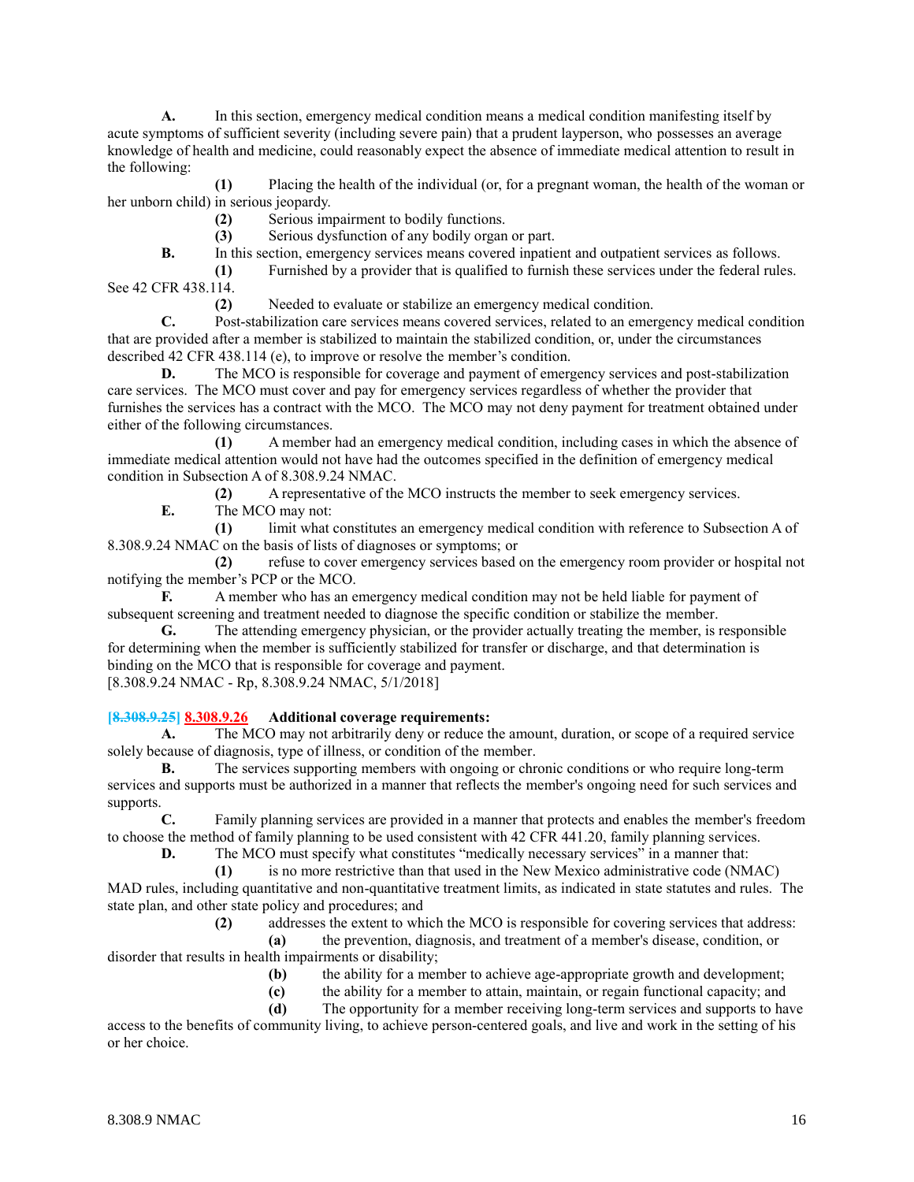**A.** In this section, emergency medical condition means a medical condition manifesting itself by acute symptoms of sufficient severity (including severe pain) that a prudent layperson, who possesses an average knowledge of health and medicine, could reasonably expect the absence of immediate medical attention to result in the following:

**(1)** Placing the health of the individual (or, for a pregnant woman, the health of the woman or her unborn child) in serious jeopardy.

**(2)** Serious impairment to bodily functions.

**(3)** Serious dysfunction of any bodily organ or part.

**B.** In this section, emergency services means covered inpatient and outpatient services as follows.

**(1)** Furnished by a provider that is qualified to furnish these services under the federal rules. See 42 CFR 438.114.

**(2)** Needed to evaluate or stabilize an emergency medical condition.

**C.** Post-stabilization care services means covered services, related to an emergency medical condition that are provided after a member is stabilized to maintain the stabilized condition, or, under the circumstances described 42 CFR 438.114 (e), to improve or resolve the member's condition.

**D.** The MCO is responsible for coverage and payment of emergency services and post-stabilization care services. The MCO must cover and pay for emergency services regardless of whether the provider that furnishes the services has a contract with the MCO. The MCO may not deny payment for treatment obtained under either of the following circumstances.

**(1)** A member had an emergency medical condition, including cases in which the absence of immediate medical attention would not have had the outcomes specified in the definition of emergency medical condition in Subsection A of 8.308.9.24 NMAC.

**(2)** A representative of the MCO instructs the member to seek emergency services.

**E.** The MCO may not:

**(1)** limit what constitutes an emergency medical condition with reference to Subsection A of 8.308.9.24 NMAC on the basis of lists of diagnoses or symptoms; or

**(2)** refuse to cover emergency services based on the emergency room provider or hospital not notifying the member's PCP or the MCO.

**F.** A member who has an emergency medical condition may not be held liable for payment of subsequent screening and treatment needed to diagnose the specific condition or stabilize the member.

**G.** The attending emergency physician, or the provider actually treating the member, is responsible for determining when the member is sufficiently stabilized for transfer or discharge, and that determination is binding on the MCO that is responsible for coverage and payment.

[8.308.9.24 NMAC - Rp, 8.308.9.24 NMAC, 5/1/2018]

**~~[8.308.9.25]~~ 8.308.9.26 Additional coverage requirements:**

**A.** The MCO may not arbitrarily deny or reduce the amount, duration, or scope of a required service solely because of diagnosis, type of illness, or condition of the member.

**B.** The services supporting members with ongoing or chronic conditions or who require long-term services and supports must be authorized in a manner that reflects the member's ongoing need for such services and supports.

**C.** Family planning services are provided in a manner that protects and enables the member's freedom to choose the method of family planning to be used consistent with 42 CFR 441.20, family planning services.

**D.** The MCO must specify what constitutes "medically necessary services" in a manner that:

**(1)** is no more restrictive than that used in the New Mexico administrative code (NMAC) MAD rules, including quantitative and non-quantitative treatment limits, as indicated in state statutes and rules. The state plan, and other state policy and procedures; and

**(2)** addresses the extent to which the MCO is responsible for covering services that address:

**(a)** the prevention, diagnosis, and treatment of a member's disease, condition, or disorder that results in health impairments or disability;

**(b)** the ability for a member to achieve age-appropriate growth and development;

**(c)** the ability for a member to attain, maintain, or regain functional capacity; and

**(d)** The opportunity for a member receiving long-term services and supports to have access to the benefits of community living, to achieve person-centered goals, and live and work in the setting of his or her choice.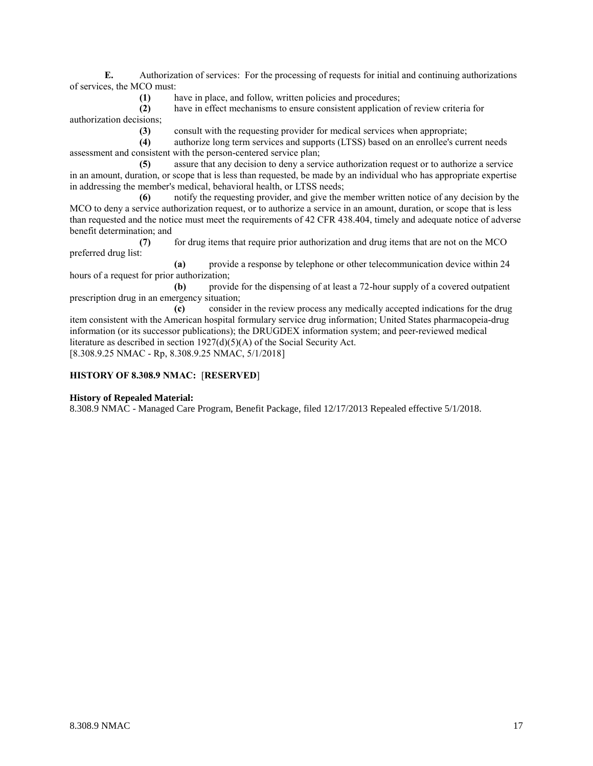**E.** Authorization of services: For the processing of requests for initial and continuing authorizations of services, the MCO must:

**(1)** have in place, and follow, written policies and procedures;

**(2)** have in effect mechanisms to ensure consistent application of review criteria for authorization decisions;

**(3)** consult with the requesting provider for medical services when appropriate;

**(4)** authorize long term services and supports (LTSS) based on an enrollee's current needs assessment and consistent with the person-centered service plan;

**(5)** assure that any decision to deny a service authorization request or to authorize a service in an amount, duration, or scope that is less than requested, be made by an individual who has appropriate expertise in addressing the member's medical, behavioral health, or LTSS needs;

**(6)** notify the requesting provider, and give the member written notice of any decision by the MCO to deny a service authorization request, or to authorize a service in an amount, duration, or scope that is less than requested and the notice must meet the requirements of 42 CFR 438.404, timely and adequate notice of adverse benefit determination; and

**(7)** for drug items that require prior authorization and drug items that are not on the MCO preferred drug list:

**(a)** provide a response by telephone or other telecommunication device within 24 hours of a request for prior authorization;

**(b)** provide for the dispensing of at least a 72-hour supply of a covered outpatient prescription drug in an emergency situation;

**(c)** consider in the review process any medically accepted indications for the drug item consistent with the American hospital formulary service drug information; United States pharmacopeia-drug information (or its successor publications); the DRUGDEX information system; and peer-reviewed medical literature as described in section 1927(d)(5)(A) of the Social Security Act.

[8.308.9.25 NMAC - Rp, 8.308.9.25 NMAC, 5/1/2018]

**HISTORY OF 8.308.9 NMAC:** [**RESERVED**]

**History of Repealed Material:**

8.308.9 NMAC - Managed Care Program, Benefit Package, filed 12/17/2013 Repealed effective 5/1/2018.